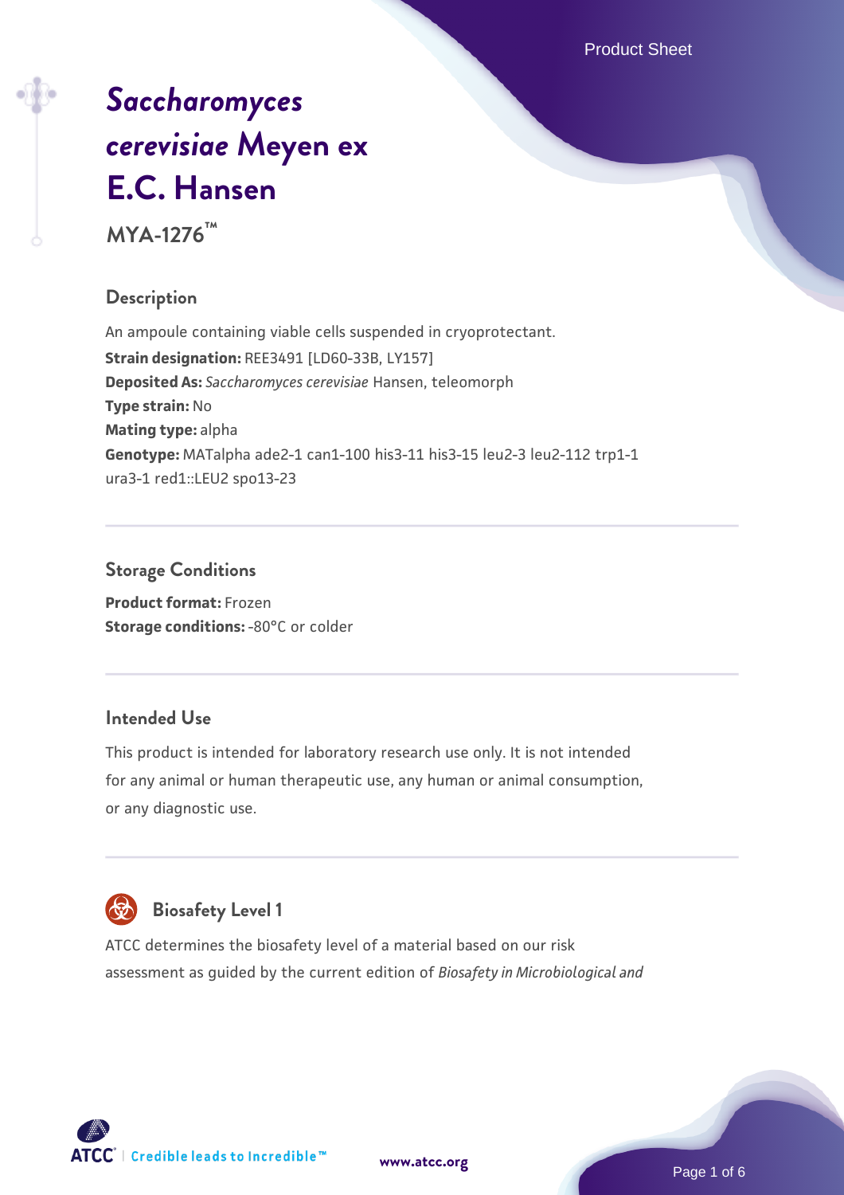# *Saccharomyces cerevisiae* Meyen ex E.C. Hansen

**MYA-1276™**

## Description

An ampoule containing viable cells suspended in cryoprotectant.

**Strain designation:** REE3491 [LD60-33B, LY157]

**Deposited As:** *Saccharomyces cerevisiae* Hansen, teleomorph

**Type strain:** No

**Mating type:** alpha

**Genotype:** MATalpha ade2-1 can1-100 his3-11 his3-15 leu2-3 leu2-112 trp1-1 ura3-1 red1::LEU2 spo13-23

## Storage Conditions

**Product format:** Frozen

**Storage conditions:** -80°C or colder

## Intended Use

This product is intended for laboratory research use only. It is not intended for any animal or human therapeutic use, any human or animal consumption, or any diagnostic use.

## Biosafety Level 1

ATCC determines the biosafety level of a material based on our risk assessment as guided by the current edition of *Biosafety in Microbiological and*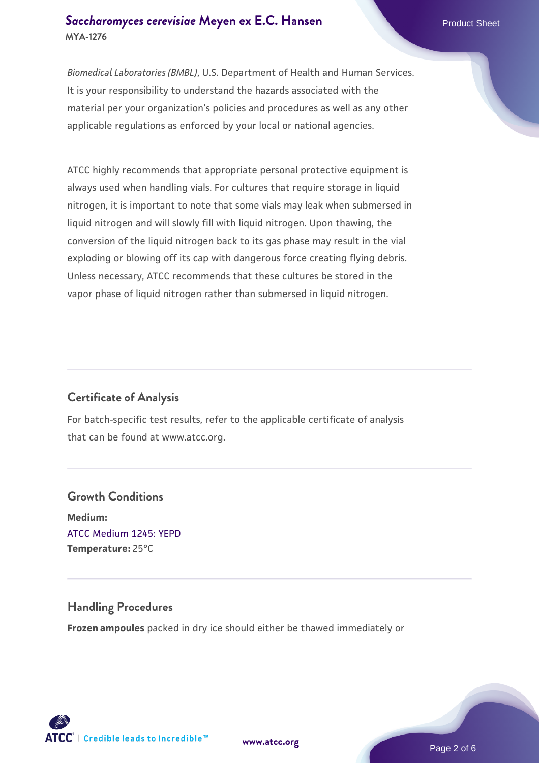*Biomedical Laboratories (BMBL)*, U.S. Department of Health and Human Services. It is your responsibility to understand the hazards associated with the material per your organization's policies and procedures as well as any other applicable regulations as enforced by your local or national agencies.

ATCC highly recommends that appropriate personal protective equipment is always used when handling vials. For cultures that require storage in liquid nitrogen, it is important to note that some vials may leak when submersed in liquid nitrogen and will slowly fill with liquid nitrogen. Upon thawing, the conversion of the liquid nitrogen back to its gas phase may result in the vial exploding or blowing off its cap with dangerous force creating flying debris. Unless necessary, ATCC recommends that these cultures be stored in the vapor phase of liquid nitrogen rather than submersed in liquid nitrogen.

## Certificate of Analysis

For batch-specific test results, refer to the applicable certificate of analysis that can be found at www.atcc.org.

## Growth Conditions

**Medium:**
ATCC Medium 1245: YEPD
**Temperature:** 25°C

## Handling Procedures

**Frozen ampoules** packed in dry ice should either be thawed immediately or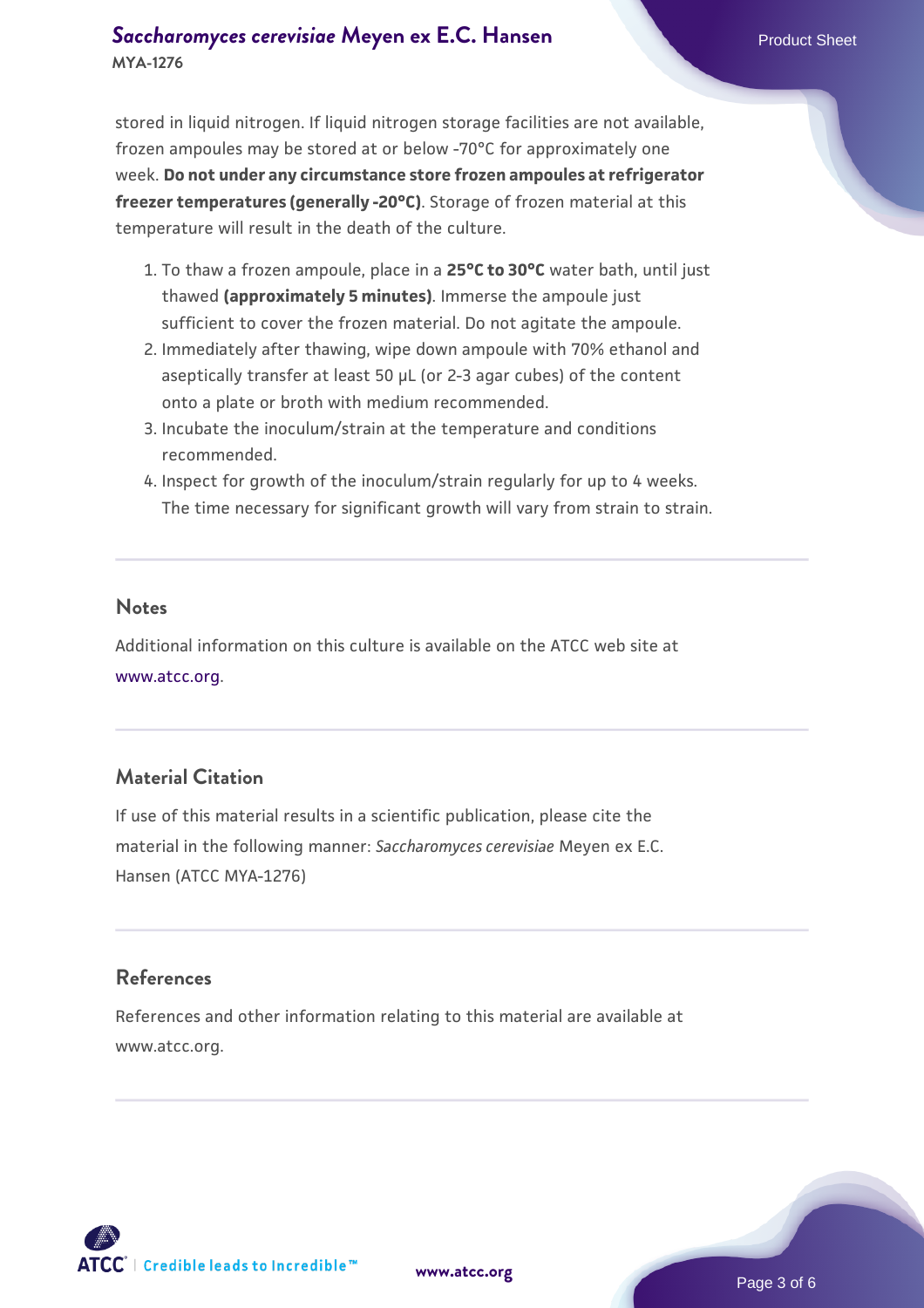stored in liquid nitrogen. If liquid nitrogen storage facilities are not available, frozen ampoules may be stored at or below -70°C for approximately one week. **Do not under any circumstance store frozen ampoules at refrigerator freezer temperatures (generally -20°C)**. Storage of frozen material at this temperature will result in the death of the culture.

1. To thaw a frozen ampoule, place in a **25°C to 30°C** water bath, until just thawed **(approximately 5 minutes)**. Immerse the ampoule just sufficient to cover the frozen material. Do not agitate the ampoule.
2. Immediately after thawing, wipe down ampoule with 70% ethanol and aseptically transfer at least 50 µL (or 2-3 agar cubes) of the content onto a plate or broth with medium recommended.
3. Incubate the inoculum/strain at the temperature and conditions recommended.
4. Inspect for growth of the inoculum/strain regularly for up to 4 weeks. The time necessary for significant growth will vary from strain to strain.

## Notes

Additional information on this culture is available on the ATCC web site at www.atcc.org.

## Material Citation

If use of this material results in a scientific publication, please cite the material in the following manner: *Saccharomyces cerevisiae* Meyen ex E.C. Hansen (ATCC MYA-1276)

## References

References and other information relating to this material are available at www.atcc.org.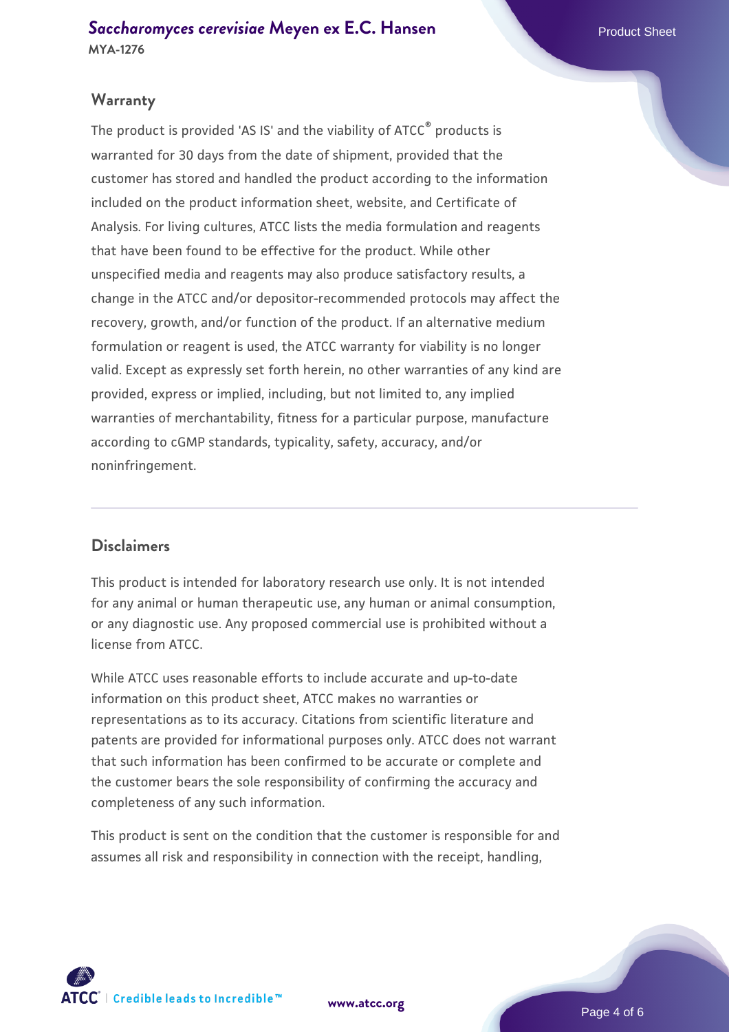## Warranty

The product is provided 'AS IS' and the viability of ATCC® products is warranted for 30 days from the date of shipment, provided that the customer has stored and handled the product according to the information included on the product information sheet, website, and Certificate of Analysis. For living cultures, ATCC lists the media formulation and reagents that have been found to be effective for the product. While other unspecified media and reagents may also produce satisfactory results, a change in the ATCC and/or depositor-recommended protocols may affect the recovery, growth, and/or function of the product. If an alternative medium formulation or reagent is used, the ATCC warranty for viability is no longer valid. Except as expressly set forth herein, no other warranties of any kind are provided, express or implied, including, but not limited to, any implied warranties of merchantability, fitness for a particular purpose, manufacture according to cGMP standards, typicality, safety, accuracy, and/or noninfringement.

## Disclaimers

This product is intended for laboratory research use only. It is not intended for any animal or human therapeutic use, any human or animal consumption, or any diagnostic use. Any proposed commercial use is prohibited without a license from ATCC.

While ATCC uses reasonable efforts to include accurate and up-to-date information on this product sheet, ATCC makes no warranties or representations as to its accuracy. Citations from scientific literature and patents are provided for informational purposes only. ATCC does not warrant that such information has been confirmed to be accurate or complete and the customer bears the sole responsibility of confirming the accuracy and completeness of any such information.

This product is sent on the condition that the customer is responsible for and assumes all risk and responsibility in connection with the receipt, handling,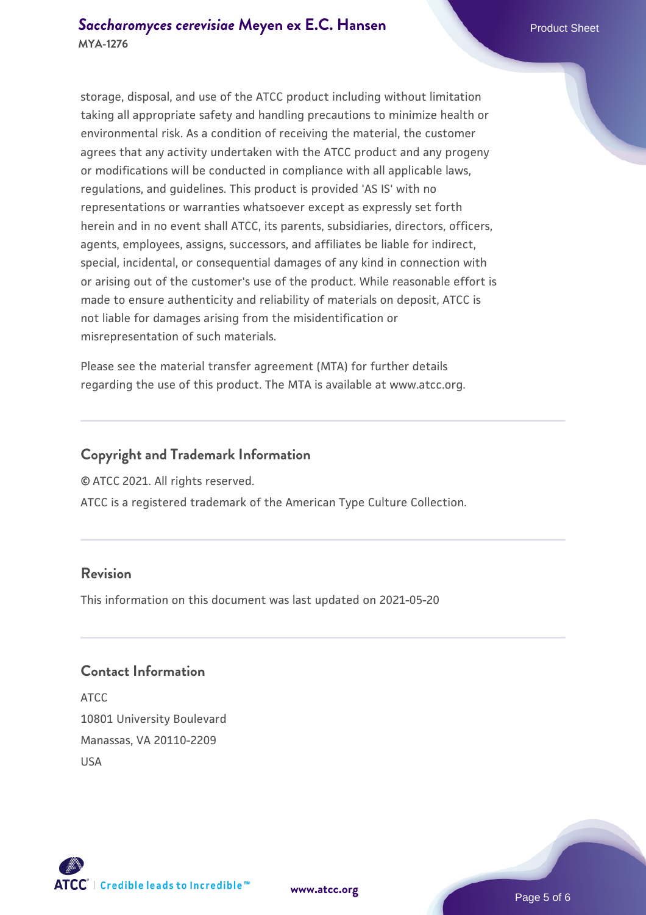storage, disposal, and use of the ATCC product including without limitation taking all appropriate safety and handling precautions to minimize health or environmental risk. As a condition of receiving the material, the customer agrees that any activity undertaken with the ATCC product and any progeny or modifications will be conducted in compliance with all applicable laws, regulations, and guidelines. This product is provided 'AS IS' with no representations or warranties whatsoever except as expressly set forth herein and in no event shall ATCC, its parents, subsidiaries, directors, officers, agents, employees, assigns, successors, and affiliates be liable for indirect, special, incidental, or consequential damages of any kind in connection with or arising out of the customer's use of the product. While reasonable effort is made to ensure authenticity and reliability of materials on deposit, ATCC is not liable for damages arising from the misidentification or misrepresentation of such materials.

Please see the material transfer agreement (MTA) for further details regarding the use of this product. The MTA is available at www.atcc.org.

## Copyright and Trademark Information

© ATCC 2021. All rights reserved.

ATCC is a registered trademark of the American Type Culture Collection.

## Revision

This information on this document was last updated on 2021-05-20

## Contact Information

ATCC
10801 University Boulevard
Manassas, VA 20110-2209
USA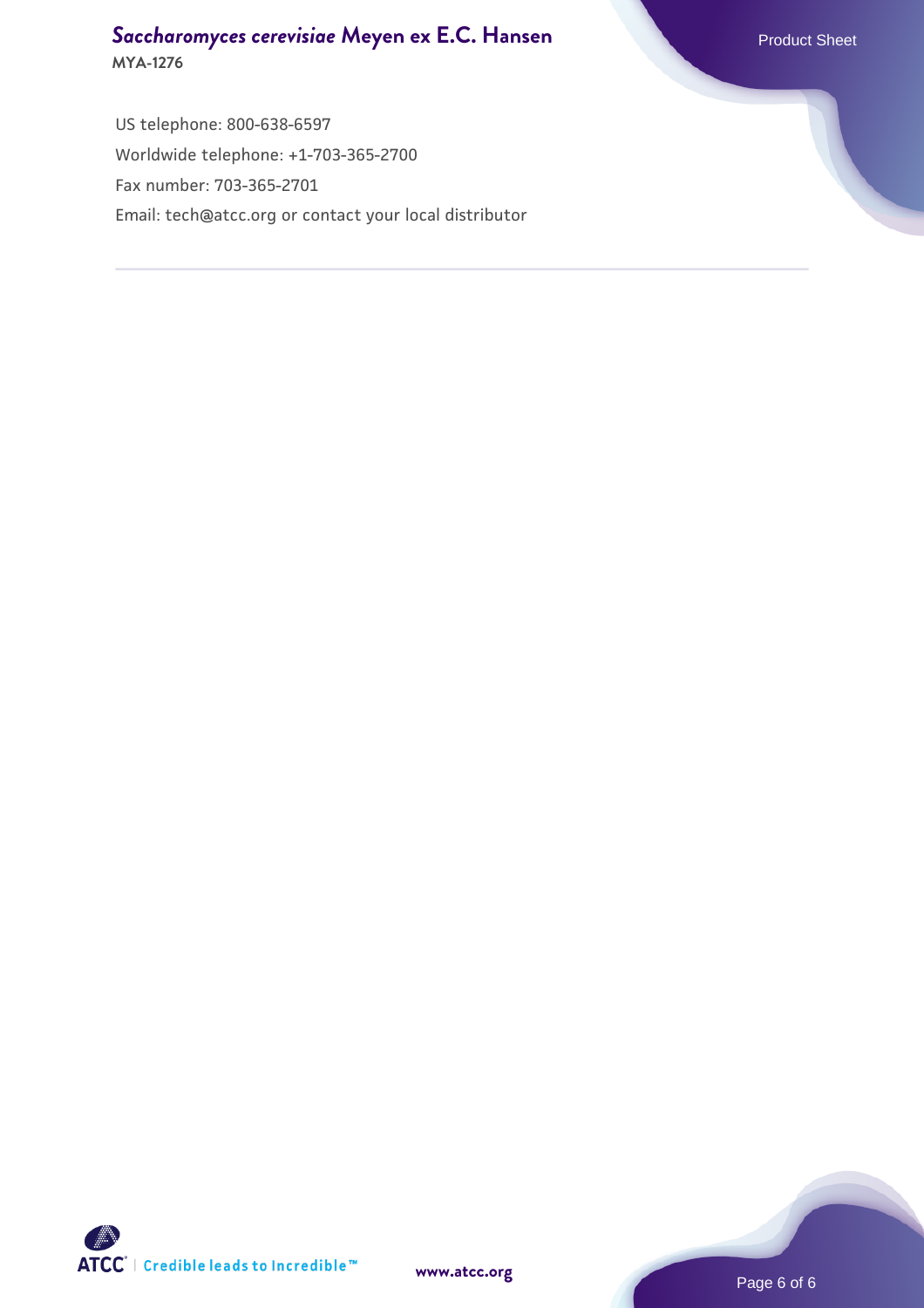US telephone: 800-638-6597

Worldwide telephone: +1-703-365-2700

Fax number: 703-365-2701

Email: tech@atcc.org or contact your local distributor